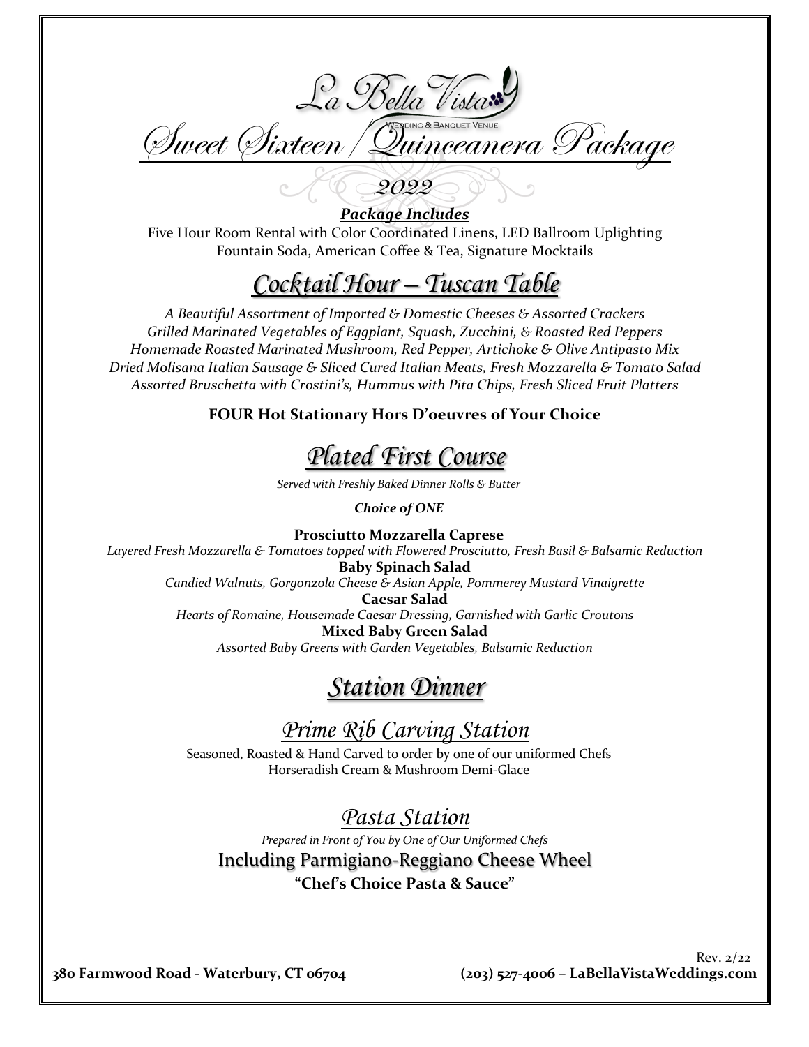# La Bella Vista

Wedding & Banquet Venue

# Sweet Sixteen / Quinceanera Package

## 2022

***Package Includes***

Five Hour Room Rental with Color Coordinated Linens, LED Ballroom Uplighting
Fountain Soda, American Coffee & Tea, Signature Mocktails

## *Cocktail Hour – Tuscan Table*

*A Beautiful Assortment of Imported & Domestic Cheeses & Assorted Crackers*
*Grilled Marinated Vegetables of Eggplant, Squash, Zucchini, & Roasted Red Peppers*
*Homemade Roasted Marinated Mushroom, Red Pepper, Artichoke & Olive Antipasto Mix*
*Dried Molisana Italian Sausage & Sliced Cured Italian Meats, Fresh Mozzarella & Tomato Salad*
*Assorted Bruschetta with Crostini's, Hummus with Pita Chips, Fresh Sliced Fruit Platters*

**FOUR Hot Stationary Hors D'oeuvres of Your Choice**

## *Plated First Course*

*Served with Freshly Baked Dinner Rolls & Butter*

***Choice of ONE***

**Prosciutto Mozzarella Caprese**
*Layered Fresh Mozzarella & Tomatoes topped with Flowered Prosciutto, Fresh Basil & Balsamic Reduction*

**Baby Spinach Salad**
*Candied Walnuts, Gorgonzola Cheese & Asian Apple, Pommerey Mustard Vinaigrette*

**Caesar Salad**
*Hearts of Romaine, Housemade Caesar Dressing, Garnished with Garlic Croutons*

**Mixed Baby Green Salad**
*Assorted Baby Greens with Garden Vegetables, Balsamic Reduction*

## *Station Dinner*

### *Prime Rib Carving Station*

Seasoned, Roasted & Hand Carved to order by one of our uniformed Chefs
Horseradish Cream & Mushroom Demi-Glace

### *Pasta Station*

*Prepared in Front of You by One of Our Uniformed Chefs*

Including Parmigiano-Reggiano Cheese Wheel

**"Chef's Choice Pasta & Sauce"**

Rev. 2/22

**380 Farmwood Road - Waterbury, CT 06704 (203) 527-4006 – LaBellaVistaWeddings.com**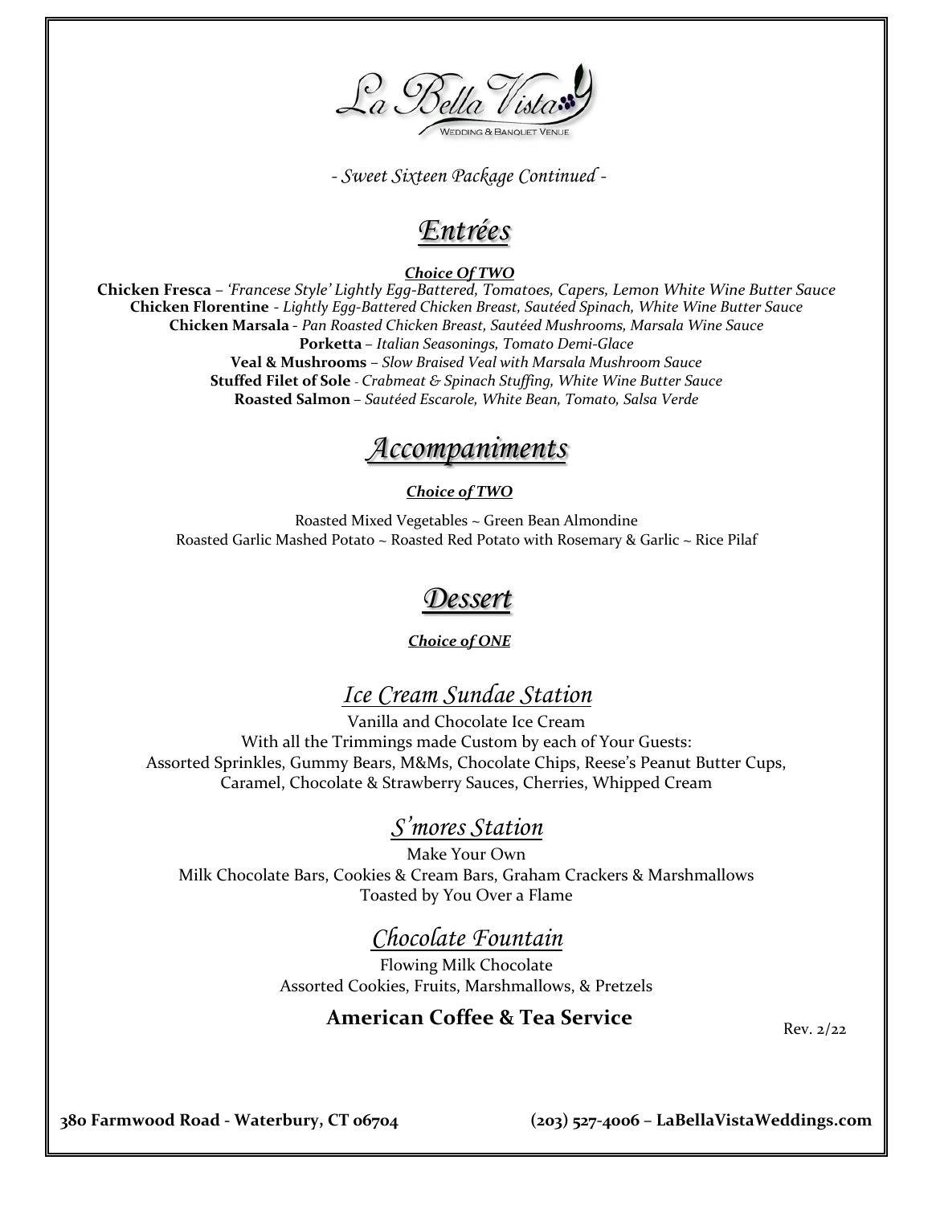La Bella Vista
WEDDING & BANQUET VENUE

*- Sweet Sixteen Package Continued -*

# *Entrées*

***Choice Of TWO***

**Chicken Fresca** – *'Francese Style' Lightly Egg-Battered, Tomatoes, Capers, Lemon White Wine Butter Sauce*
**Chicken Florentine** - *Lightly Egg-Battered Chicken Breast, Sautéed Spinach, White Wine Butter Sauce*
**Chicken Marsala** - *Pan Roasted Chicken Breast, Sautéed Mushrooms, Marsala Wine Sauce*
**Porketta** – *Italian Seasonings, Tomato Demi-Glace*
**Veal & Mushrooms** – *Slow Braised Veal with Marsala Mushroom Sauce*
**Stuffed Filet of Sole** - *Crabmeat & Spinach Stuffing, White Wine Butter Sauce*
**Roasted Salmon** – *Sautéed Escarole, White Bean, Tomato, Salsa Verde*

# *Accompaniments*

***Choice of TWO***

Roasted Mixed Vegetables ~ Green Bean Almondine
Roasted Garlic Mashed Potato ~ Roasted Red Potato with Rosemary & Garlic ~ Rice Pilaf

# *Dessert*

***Choice of ONE***

## *Ice Cream Sundae Station*

Vanilla and Chocolate Ice Cream
With all the Trimmings made Custom by each of Your Guests:
Assorted Sprinkles, Gummy Bears, M&Ms, Chocolate Chips, Reese's Peanut Butter Cups,
Caramel, Chocolate & Strawberry Sauces, Cherries, Whipped Cream

## *S'mores Station*

Make Your Own
Milk Chocolate Bars, Cookies & Cream Bars, Graham Crackers & Marshmallows
Toasted by You Over a Flame

## *Chocolate Fountain*

Flowing Milk Chocolate
Assorted Cookies, Fruits, Marshmallows, & Pretzels

**American Coffee & Tea Service**

Rev. 2/22

**380 Farmwood Road - Waterbury, CT 06704 (203) 527-4006 – LaBellaVistaWeddings.com**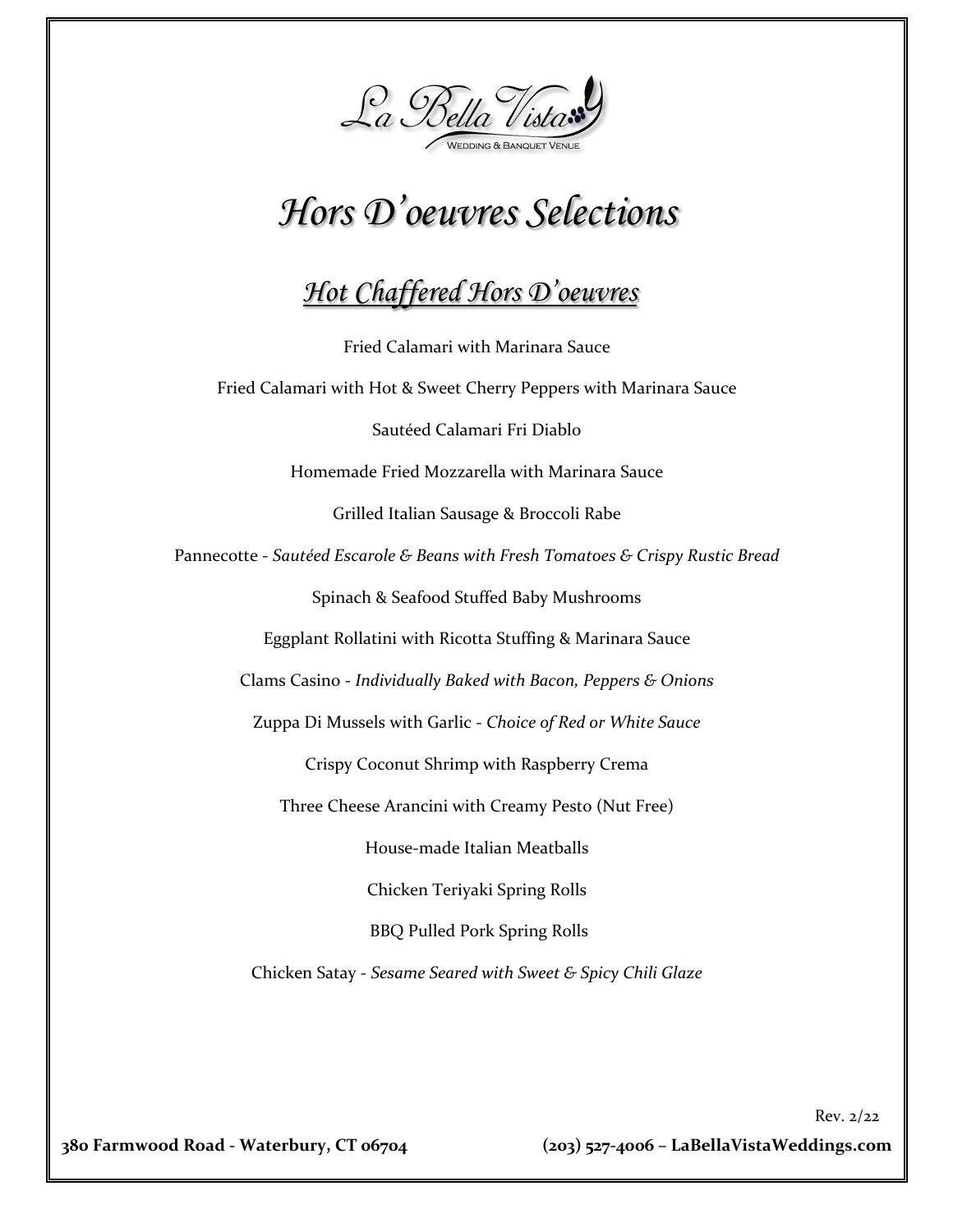La Bella Vista

Wedding & Banquet Venue

# *Hors D'oeuvres Selections*

## *Hot Chaffered Hors D'oeuvres*

Fried Calamari with Marinara Sauce

Fried Calamari with Hot & Sweet Cherry Peppers with Marinara Sauce

Sautéed Calamari Fri Diablo

Homemade Fried Mozzarella with Marinara Sauce

Grilled Italian Sausage & Broccoli Rabe

Pannecotte - *Sautéed Escarole & Beans with Fresh Tomatoes & Crispy Rustic Bread*

Spinach & Seafood Stuffed Baby Mushrooms

Eggplant Rollatini with Ricotta Stuffing & Marinara Sauce

Clams Casino - *Individually Baked with Bacon, Peppers & Onions*

Zuppa Di Mussels with Garlic - *Choice of Red or White Sauce*

Crispy Coconut Shrimp with Raspberry Crema

Three Cheese Arancini with Creamy Pesto (Nut Free)

House-made Italian Meatballs

Chicken Teriyaki Spring Rolls

BBQ Pulled Pork Spring Rolls

Chicken Satay - *Sesame Seared with Sweet & Spicy Chili Glaze*

Rev. 2/22

**380 Farmwood Road - Waterbury, CT 06704** **(203) 527-4006 – LaBellaVistaWeddings.com**